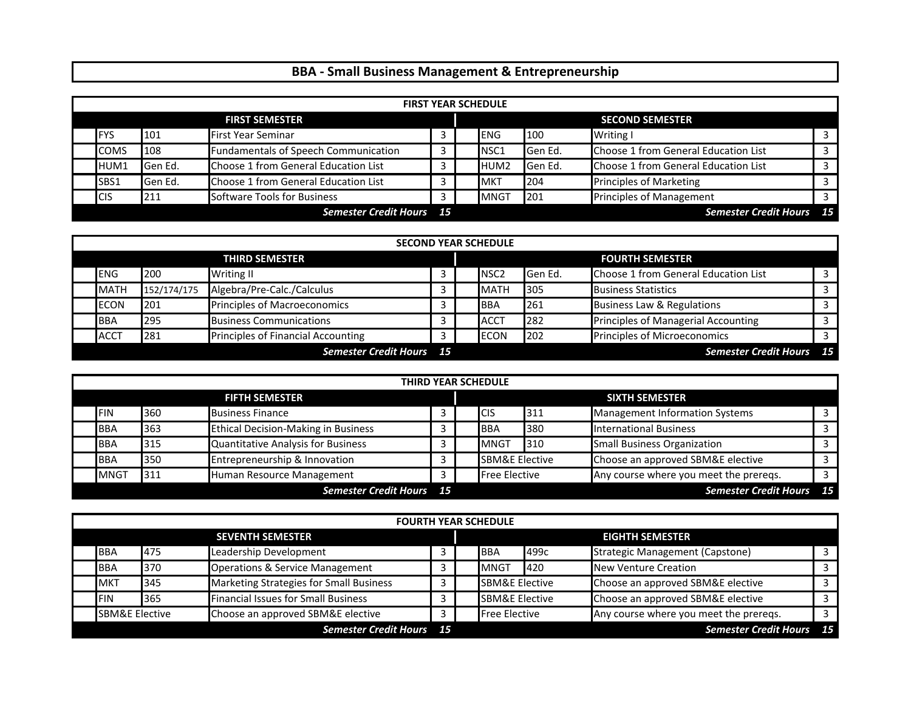# BBA - Small Business Management & Entrepreneurship

## FIRST YEAR SCHEDULE

| FIRST SEMESTER | | | | SECOND SEMESTER | | | |
|---|---|---|---|---|---|---|---|
| FYS | 101 | First Year Seminar | 3 | ENG | 100 | Writing I | 3 |
| COMS | 108 | Fundamentals of Speech Communication | 3 | NSC1 | Gen Ed. | Choose 1 from General Education List | 3 |
| HUM1 | Gen Ed. | Choose 1 from General Education List | 3 | HUM2 | Gen Ed. | Choose 1 from General Education List | 3 |
| SBS1 | Gen Ed. | Choose 1 from General Education List | 3 | MKT | 204 | Principles of Marketing | 3 |
| CIS | 211 | Software Tools for Business | 3 | MNGT | 201 | Principles of Management | 3 |
| | | ***Semester Credit Hours*** | ***15*** | | | ***Semester Credit Hours*** | ***15*** |

## SECOND YEAR SCHEDULE

| THIRD SEMESTER | | | | FOURTH SEMESTER | | | |
|---|---|---|---|---|---|---|---|
| ENG | 200 | Writing II | 3 | NSC2 | Gen Ed. | Choose 1 from General Education List | 3 |
| MATH | 152/174/175 | Algebra/Pre-Calc./Calculus | 3 | MATH | 305 | Business Statistics | 3 |
| ECON | 201 | Principles of Macroeconomics | 3 | BBA | 261 | Business Law & Regulations | 3 |
| BBA | 295 | Business Communications | 3 | ACCT | 282 | Principles of Managerial Accounting | 3 |
| ACCT | 281 | Principles of Financial Accounting | 3 | ECON | 202 | Principles of Microeconomics | 3 |
| | | ***Semester Credit Hours*** | ***15*** | | | ***Semester Credit Hours*** | ***15*** |

## THIRD YEAR SCHEDULE

| FIFTH SEMESTER | | | | SIXTH SEMESTER | | | |
|---|---|---|---|---|---|---|---|
| FIN | 360 | Business Finance | 3 | CIS | 311 | Management Information Systems | 3 |
| BBA | 363 | Ethical Decision-Making in Business | 3 | BBA | 380 | International Business | 3 |
| BBA | 315 | Quantitative Analysis for Business | 3 | MNGT | 310 | Small Business Organization | 3 |
| BBA | 350 | Entrepreneurship & Innovation | 3 | SBM&E Elective | | Choose an approved SBM&E elective | 3 |
| MNGT | 311 | Human Resource Management | 3 | Free Elective | | Any course where you meet the prereqs. | 3 |
| | | ***Semester Credit Hours*** | ***15*** | | | ***Semester Credit Hours*** | ***15*** |

## FOURTH YEAR SCHEDULE

| SEVENTH SEMESTER | | | | EIGHTH SEMESTER | | | |
|---|---|---|---|---|---|---|---|
| BBA | 475 | Leadership Development | 3 | BBA | 499c | Strategic Management (Capstone) | 3 |
| BBA | 370 | Operations & Service Management | 3 | MNGT | 420 | New Venture Creation | 3 |
| MKT | 345 | Marketing Strategies for Small Business | 3 | SBM&E Elective | | Choose an approved SBM&E elective | 3 |
| FIN | 365 | Financial Issues for Small Business | 3 | SBM&E Elective | | Choose an approved SBM&E elective | 3 |
| SBM&E Elective | | Choose an approved SBM&E elective | 3 | Free Elective | | Any course where you meet the prereqs. | 3 |
| | | ***Semester Credit Hours*** | ***15*** | | | ***Semester Credit Hours*** | ***15*** |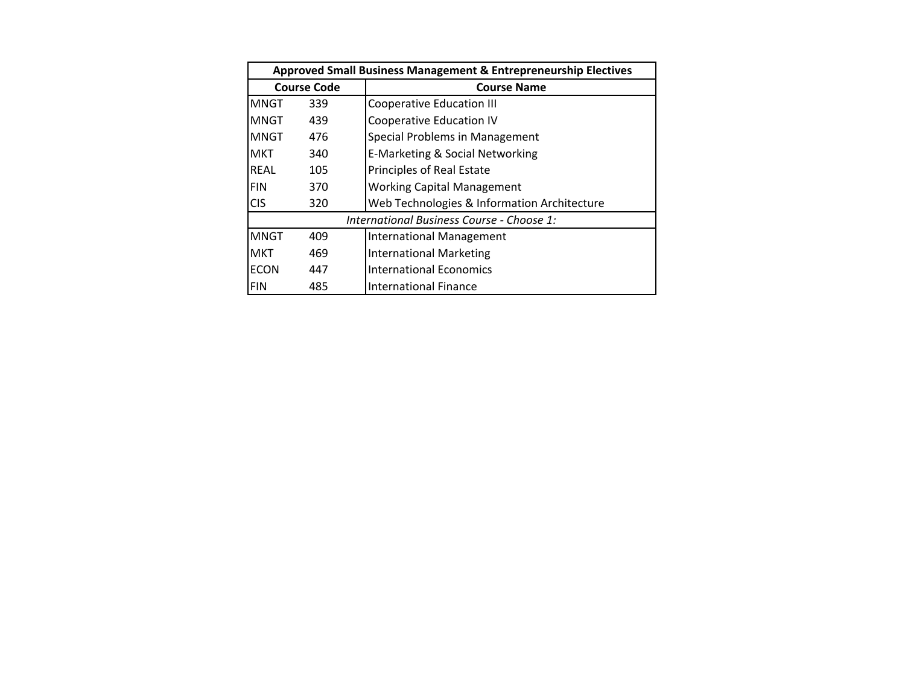| Approved Small Business Management & Entrepreneurship Electives | | |
|---|---|---|
| **Course Code** | | **Course Name** |
| MNGT | 339 | Cooperative Education III |
| MNGT | 439 | Cooperative Education IV |
| MNGT | 476 | Special Problems in Management |
| MKT | 340 | E-Marketing & Social Networking |
| REAL | 105 | Principles of Real Estate |
| FIN | 370 | Working Capital Management |
| CIS | 320 | Web Technologies & Information Architecture |
| *International Business Course - Choose 1:* | | |
| MNGT | 409 | International Management |
| MKT | 469 | International Marketing |
| ECON | 447 | International Economics |
| FIN | 485 | International Finance |